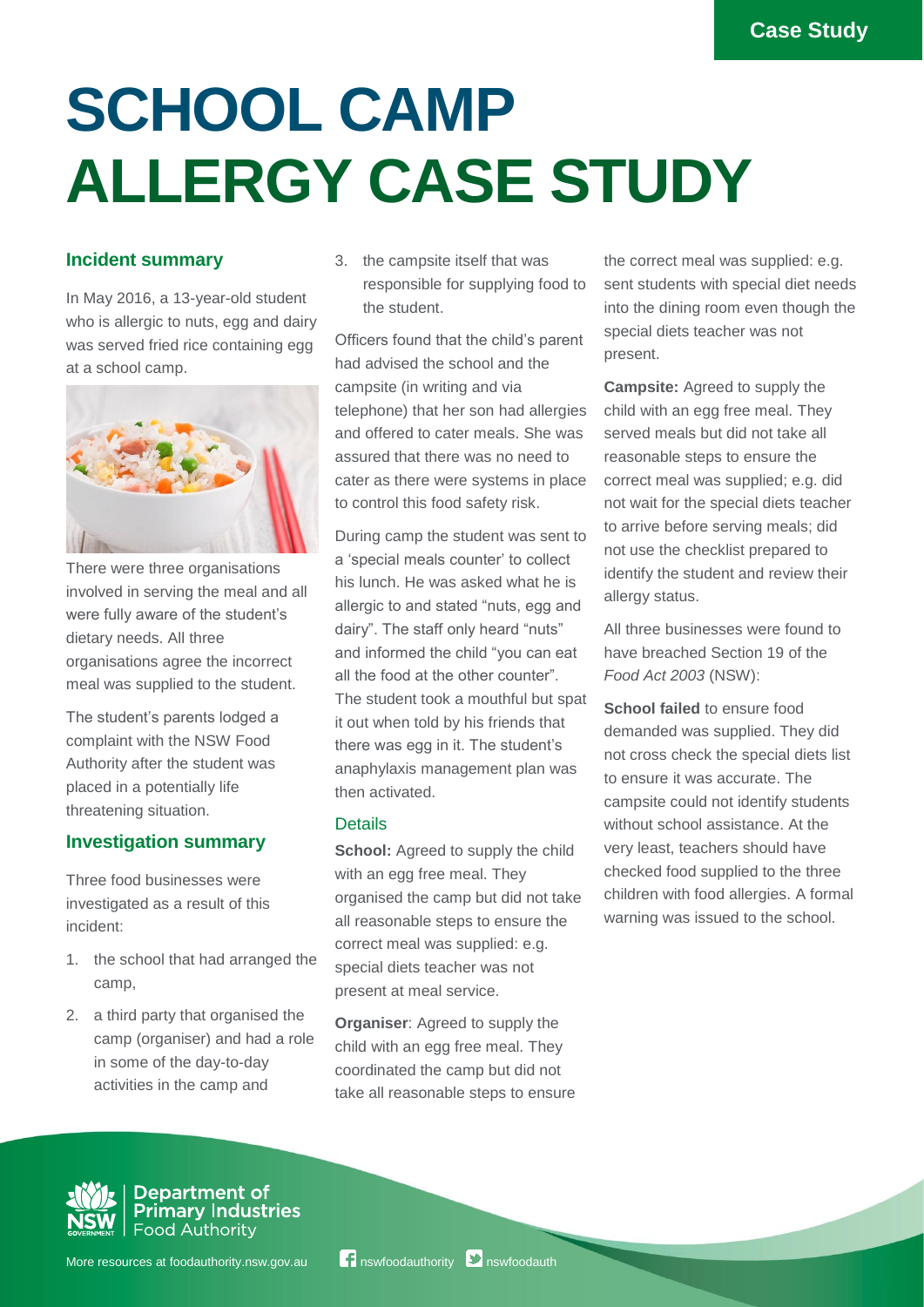Case Study

# SCHOOL CAMP ALLERGY CASE STUDY

## Incident summary

In May 2016, a 13-year-old student who is allergic to nuts, egg and dairy was served fried rice containing egg at a school camp.

There were three organisations involved in serving the meal and all were fully aware of the student's dietary needs. All three organisations agree the incorrect meal was supplied to the student.

The student's parents lodged a complaint with the NSW Food Authority after the student was placed in a potentially life threatening situation.

## Investigation summary

Three food businesses were investigated as a result of this incident:

1. the school that had arranged the camp,
2. a third party that organised the camp (organiser) and had a role in some of the day-to-day activities in the camp and
3. the campsite itself that was responsible for supplying food to the student.

Officers found that the child's parent had advised the school and the campsite (in writing and via telephone) that her son had allergies and offered to cater meals. She was assured that there was no need to cater as there were systems in place to control this food safety risk.

During camp the student was sent to a 'special meals counter' to collect his lunch. He was asked what he is allergic to and stated "nuts, egg and dairy". The staff only heard "nuts" and informed the child "you can eat all the food at the other counter". The student took a mouthful but spat it out when told by his friends that there was egg in it. The student's anaphylaxis management plan was then activated.

### Details

**School:** Agreed to supply the child with an egg free meal. They organised the camp but did not take all reasonable steps to ensure the correct meal was supplied: e.g. special diets teacher was not present at meal service.

**Organiser**: Agreed to supply the child with an egg free meal. They coordinated the camp but did not take all reasonable steps to ensure the correct meal was supplied: e.g. sent students with special diet needs into the dining room even though the special diets teacher was not present.

**Campsite:** Agreed to supply the child with an egg free meal. They served meals but did not take all reasonable steps to ensure the correct meal was supplied; e.g. did not wait for the special diets teacher to arrive before serving meals; did not use the checklist prepared to identify the student and review their allergy status.

All three businesses were found to have breached Section 19 of the *Food Act 2003* (NSW):

**School failed** to ensure food demanded was supplied. They did not cross check the special diets list to ensure it was accurate. The campsite could not identify students without school assistance. At the very least, teachers should have checked food supplied to the three children with food allergies. A formal warning was issued to the school.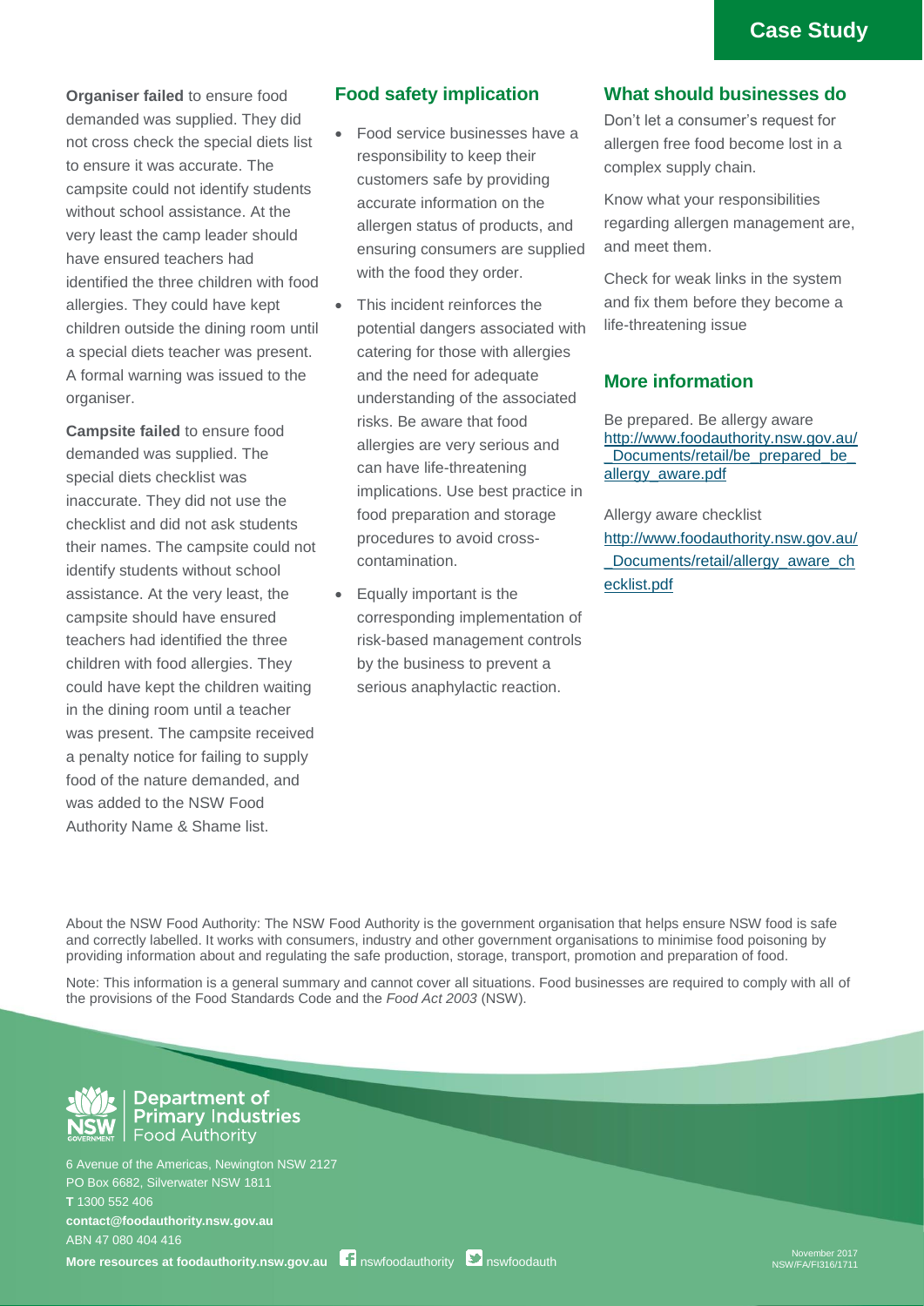**Organiser failed** to ensure food demanded was supplied. They did not cross check the special diets list to ensure it was accurate. The campsite could not identify students without school assistance. At the very least the camp leader should have ensured teachers had identified the three children with food allergies. They could have kept children outside the dining room until a special diets teacher was present. A formal warning was issued to the organiser.

**Campsite failed** to ensure food demanded was supplied. The special diets checklist was inaccurate. They did not use the checklist and did not ask students their names. The campsite could not identify students without school assistance. At the very least, the campsite should have ensured teachers had identified the three children with food allergies. They could have kept the children waiting in the dining room until a teacher was present. The campsite received a penalty notice for failing to supply food of the nature demanded, and was added to the NSW Food Authority Name & Shame list.

## Food safety implication

- Food service businesses have a responsibility to keep their customers safe by providing accurate information on the allergen status of products, and ensuring consumers are supplied with the food they order.
- This incident reinforces the potential dangers associated with catering for those with allergies and the need for adequate understanding of the associated risks. Be aware that food allergies are very serious and can have life-threatening implications. Use best practice in food preparation and storage procedures to avoid cross-contamination.
- Equally important is the corresponding implementation of risk-based management controls by the business to prevent a serious anaphylactic reaction.

## What should businesses do

Don't let a consumer's request for allergen free food become lost in a complex supply chain.

Know what your responsibilities regarding allergen management are, and meet them.

Check for weak links in the system and fix them before they become a life-threatening issue

## More information

Be prepared. Be allergy aware
http://www.foodauthority.nsw.gov.au/_Documents/retail/be_prepared_be_allergy_aware.pdf

Allergy aware checklist
http://www.foodauthority.nsw.gov.au/_Documents/retail/allergy_aware_checklist.pdf

About the NSW Food Authority: The NSW Food Authority is the government organisation that helps ensure NSW food is safe and correctly labelled. It works with consumers, industry and other government organisations to minimise food poisoning by providing information about and regulating the safe production, storage, transport, promotion and preparation of food.

Note: This information is a general summary and cannot cover all situations. Food businesses are required to comply with all of the provisions of the Food Standards Code and the *Food Act 2003* (NSW).

Department of Primary Industries
Food Authority

6 Avenue of the Americas, Newington NSW 2127
PO Box 6682, Silverwater NSW 1811
**T** 1300 552 406
**contact@foodauthority.nsw.gov.au**
ABN 47 080 404 416
**More resources at foodauthority.nsw.gov.au** nswfoodauthority nswfoodauth

November 2017
NSW/FA/FI316/1711